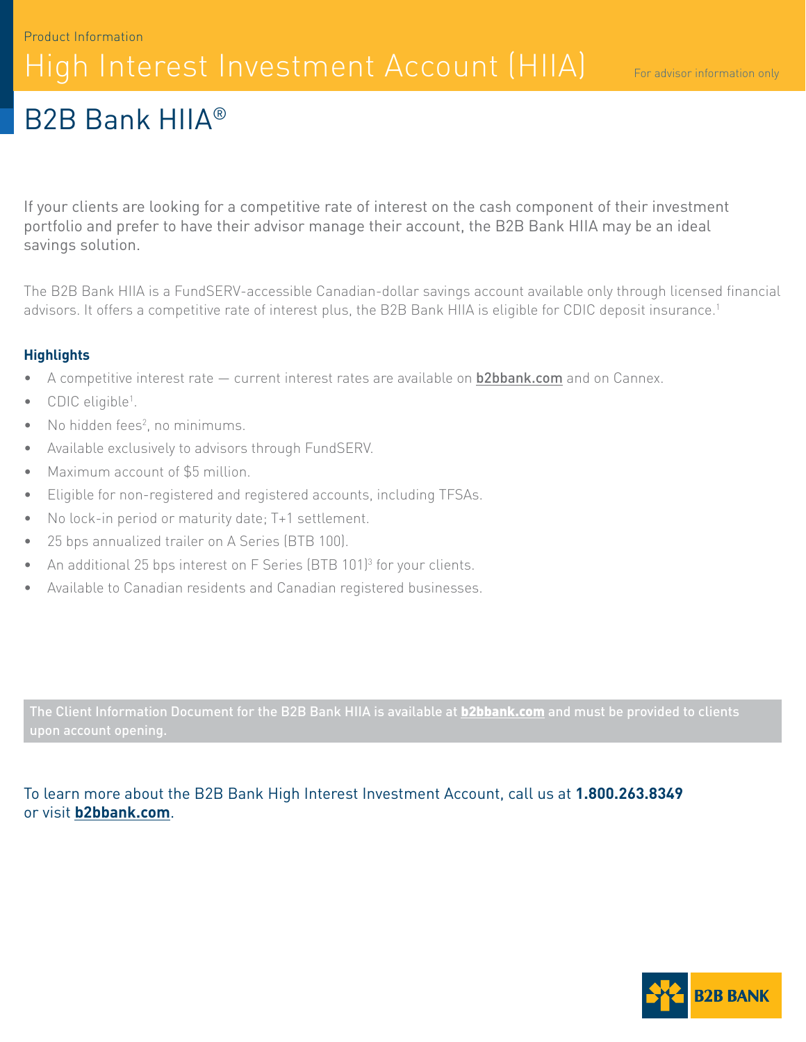Product Information

# High Interest Investment Account (HIIA)

For advisor information only

## B2B Bank HIIA®

If your clients are looking for a competitive rate of interest on the cash component of their investment portfolio and prefer to have their advisor manage their account, the B2B Bank HIIA may be an ideal savings solution.

The B2B Bank HIIA is a FundSERV-accessible Canadian-dollar savings account available only through licensed financial advisors. It offers a competitive rate of interest plus, the B2B Bank HIIA is eligible for CDIC deposit insurance.[1]

### Highlights

- A competitive interest rate — current interest rates are available on **b2bbank.com** and on Cannex.
- CDIC eligible[1].
- No hidden fees[2], no minimums.
- Available exclusively to advisors through FundSERV.
- Maximum account of $5 million.
- Eligible for non-registered and registered accounts, including TFSAs.
- No lock-in period or maturity date; T+1 settlement.
- 25 bps annualized trailer on A Series (BTB 100).
- An additional 25 bps interest on F Series (BTB 101)[3] for your clients.
- Available to Canadian residents and Canadian registered businesses.

**The Client Information Document for the B2B Bank HIIA is available at b2bbank.com and must be provided to clients upon account opening.**

To learn more about the B2B Bank High Interest Investment Account, call us at **1.800.263.8349** or visit **b2bbank.com**.

B2B BANK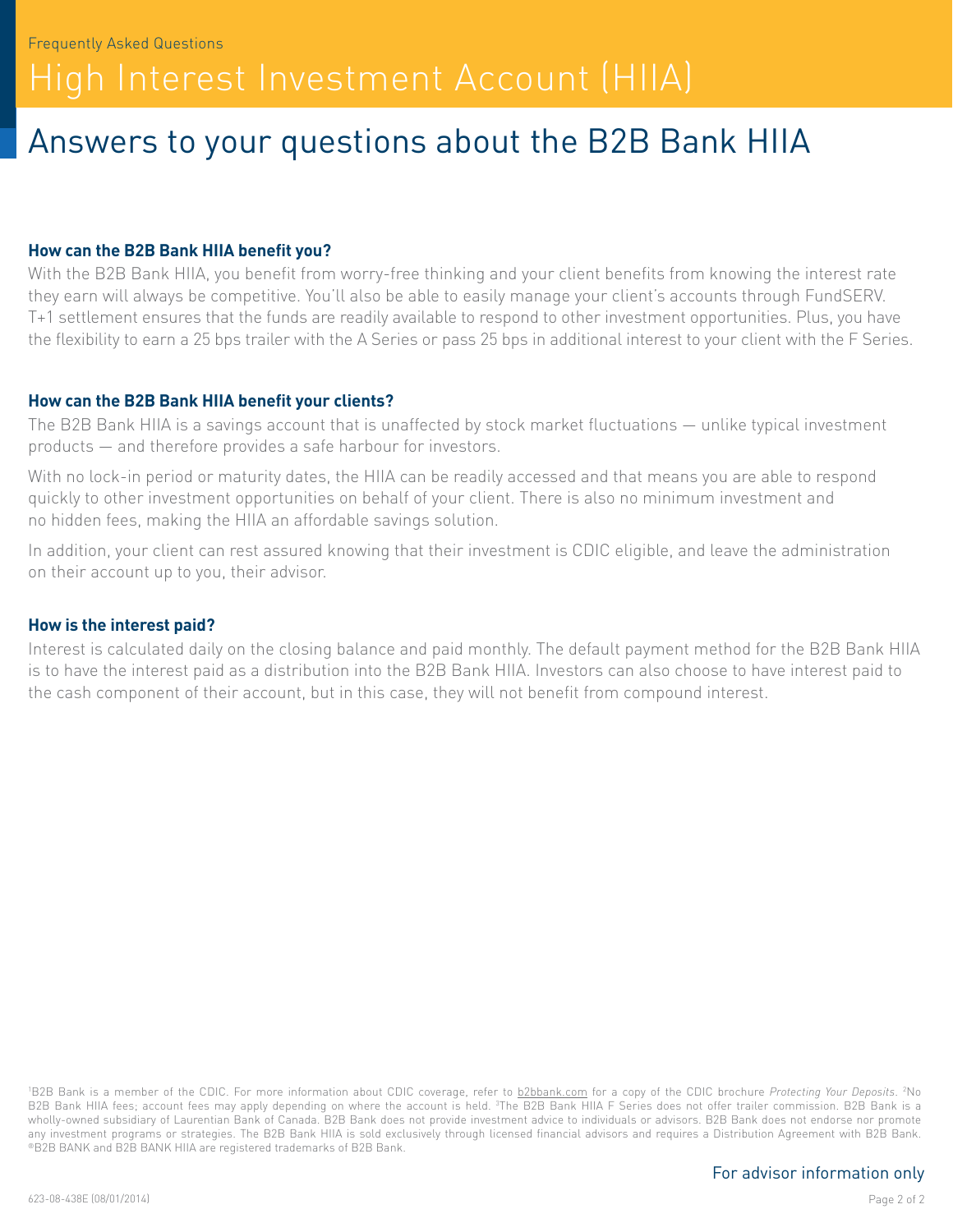Frequently Asked Questions

# High Interest Investment Account (HIIA)

## Answers to your questions about the B2B Bank HIIA

**How can the B2B Bank HIIA benefit you?**

With the B2B Bank HIIA, you benefit from worry-free thinking and your client benefits from knowing the interest rate they earn will always be competitive. You'll also be able to easily manage your client's accounts through FundSERV. T+1 settlement ensures that the funds are readily available to respond to other investment opportunities. Plus, you have the flexibility to earn a 25 bps trailer with the A Series or pass 25 bps in additional interest to your client with the F Series.

**How can the B2B Bank HIIA benefit your clients?**

The B2B Bank HIIA is a savings account that is unaffected by stock market fluctuations — unlike typical investment products — and therefore provides a safe harbour for investors.

With no lock-in period or maturity dates, the HIIA can be readily accessed and that means you are able to respond quickly to other investment opportunities on behalf of your client. There is also no minimum investment and no hidden fees, making the HIIA an affordable savings solution.

In addition, your client can rest assured knowing that their investment is CDIC eligible, and leave the administration on their account up to you, their advisor.

**How is the interest paid?**

Interest is calculated daily on the closing balance and paid monthly. The default payment method for the B2B Bank HIIA is to have the interest paid as a distribution into the B2B Bank HIIA. Investors can also choose to have interest paid to the cash component of their account, but in this case, they will not benefit from compound interest.

[1]B2B Bank is a member of the CDIC. For more information about CDIC coverage, refer to b2bbank.com for a copy of the CDIC brochure *Protecting Your Deposits*. [2]No B2B Bank HIIA fees; account fees may apply depending on where the account is held. [3]The B2B Bank HIIA F Series does not offer trailer commission. B2B Bank is a wholly-owned subsidiary of Laurentian Bank of Canada. B2B Bank does not provide investment advice to individuals or advisors. B2B Bank does not endorse nor promote any investment programs or strategies. The B2B Bank HIIA is sold exclusively through licensed financial advisors and requires a Distribution Agreement with B2B Bank. ®B2B BANK and B2B BANK HIIA are registered trademarks of B2B Bank.

For advisor information only

623-08-438E (08/01/2014)